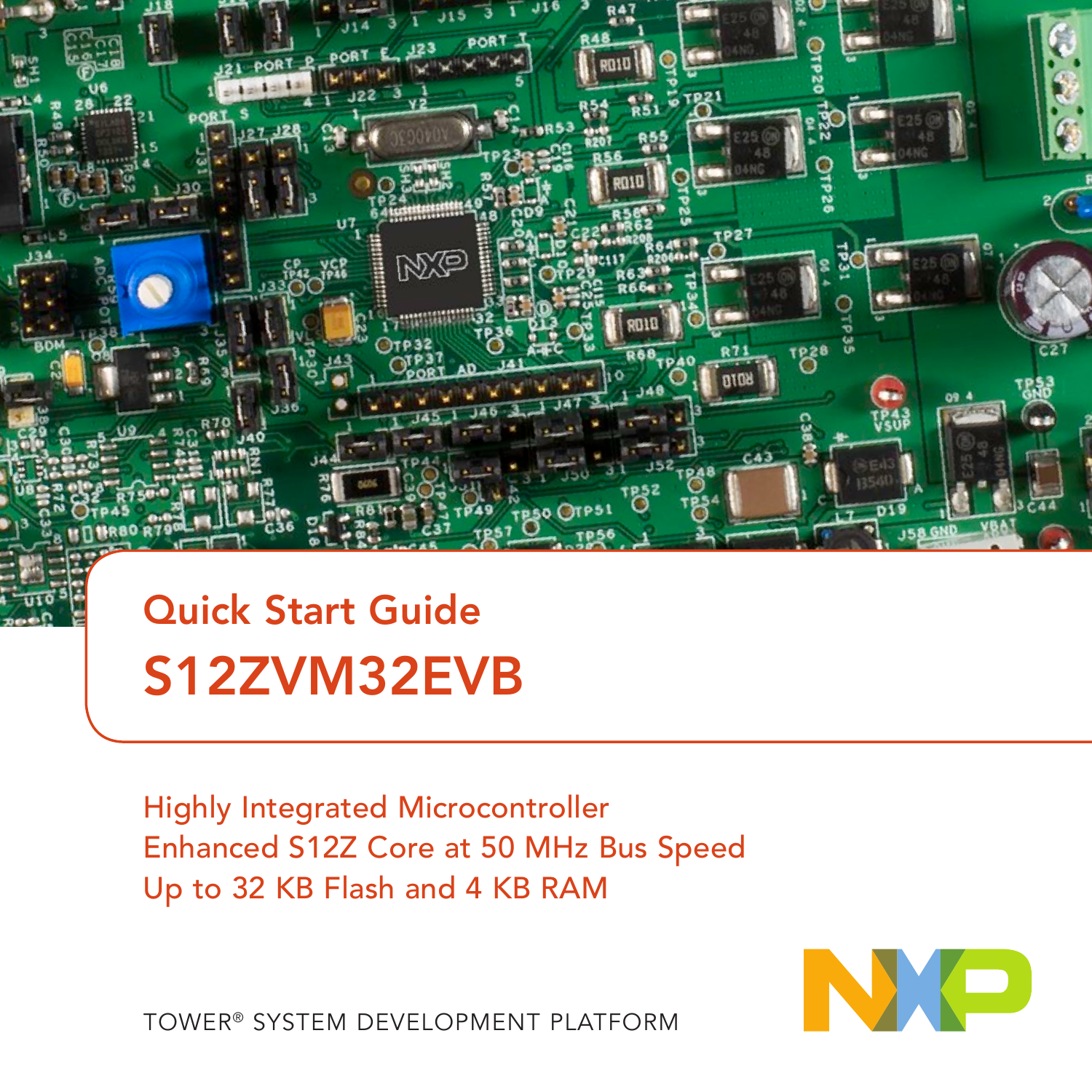# Quick Start Guide

# S12ZVM32EVB

Highly Integrated Microcontroller
Enhanced S12Z Core at 50 MHz Bus Speed
Up to 32 KB Flash and 4 KB RAM

TOWER® SYSTEM DEVELOPMENT PLATFORM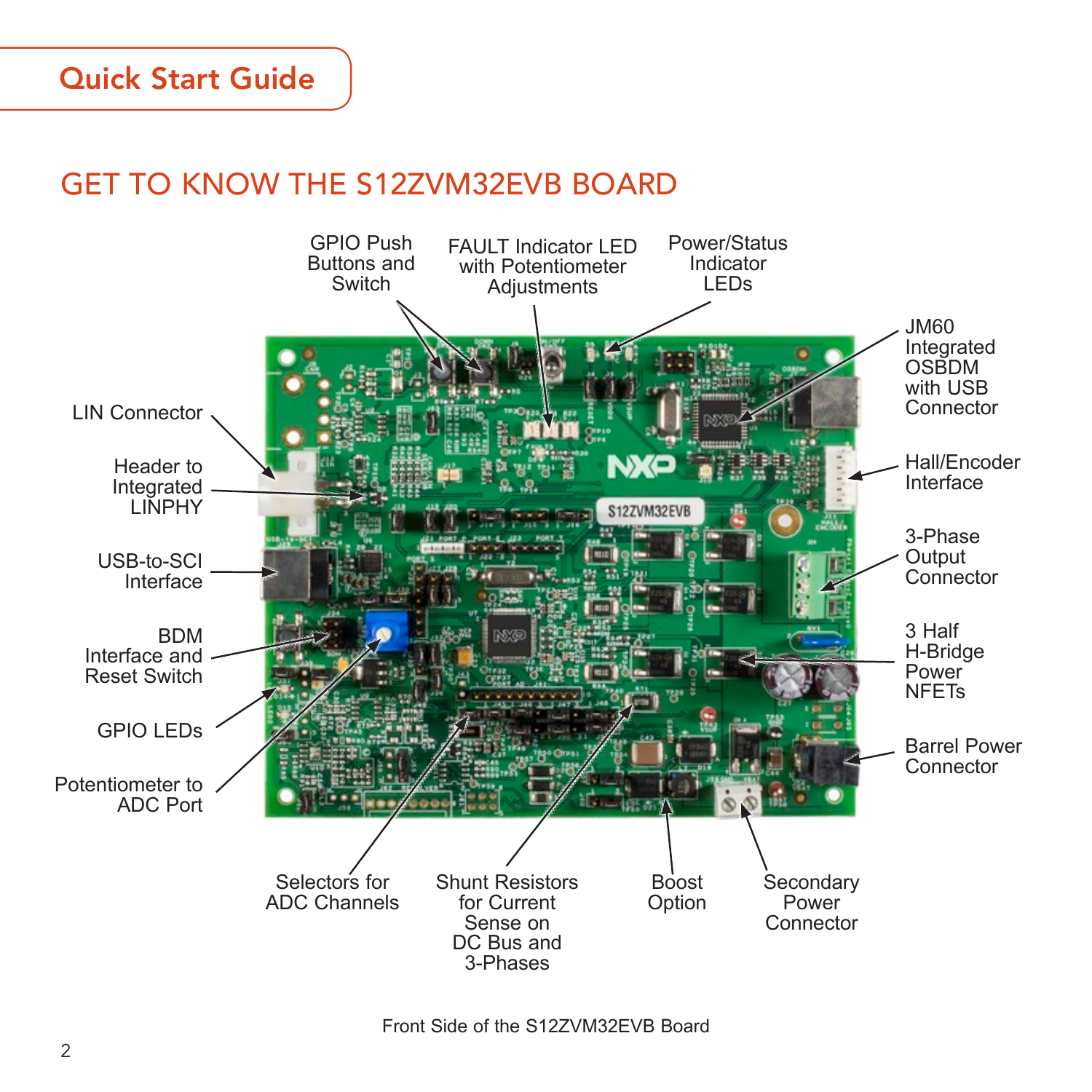Quick Start Guide

## GET TO KNOW THE S12ZVM32EVB BOARD

GPIO Push Buttons and Switch

FAULT Indicator LED with Potentiometer Adjustments

Power/Status Indicator LEDs

JM60 Integrated OSBDM with USB Connector

LIN Connector

Header to Integrated LINPHY

Hall/Encoder Interface

USB-to-SCI Interface

3-Phase Output Connector

BDM Interface and Reset Switch

3 Half H-Bridge Power NFETs

GPIO LEDs

Barrel Power Connector

Potentiometer to ADC Port

Selectors for ADC Channels

Shunt Resistors for Current Sense on DC Bus and 3-Phases

Boost Option

Secondary Power Connector

Front Side of the S12ZVM32EVB Board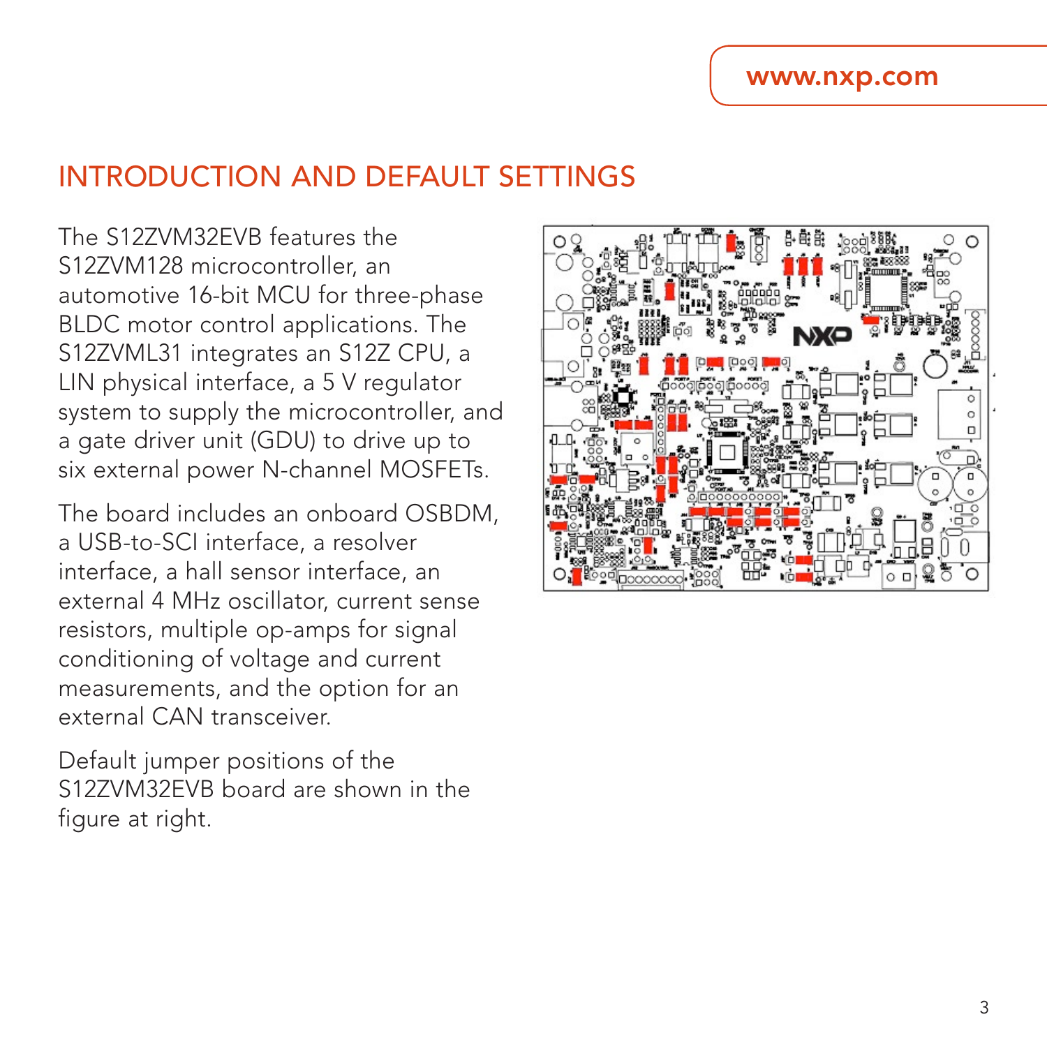## INTRODUCTION AND DEFAULT SETTINGS

The S12ZVM32EVB features the S12ZVM128 microcontroller, an automotive 16-bit MCU for three-phase BLDC motor control applications. The S12ZVML31 integrates an S12Z CPU, a LIN physical interface, a 5 V regulator system to supply the microcontroller, and a gate driver unit (GDU) to drive up to six external power N-channel MOSFETs.

The board includes an onboard OSBDM, a USB-to-SCI interface, a resolver interface, a hall sensor interface, an external 4 MHz oscillator, current sense resistors, multiple op-amps for signal conditioning of voltage and current measurements, and the option for an external CAN transceiver.

Default jumper positions of the S12ZVM32EVB board are shown in the figure at right.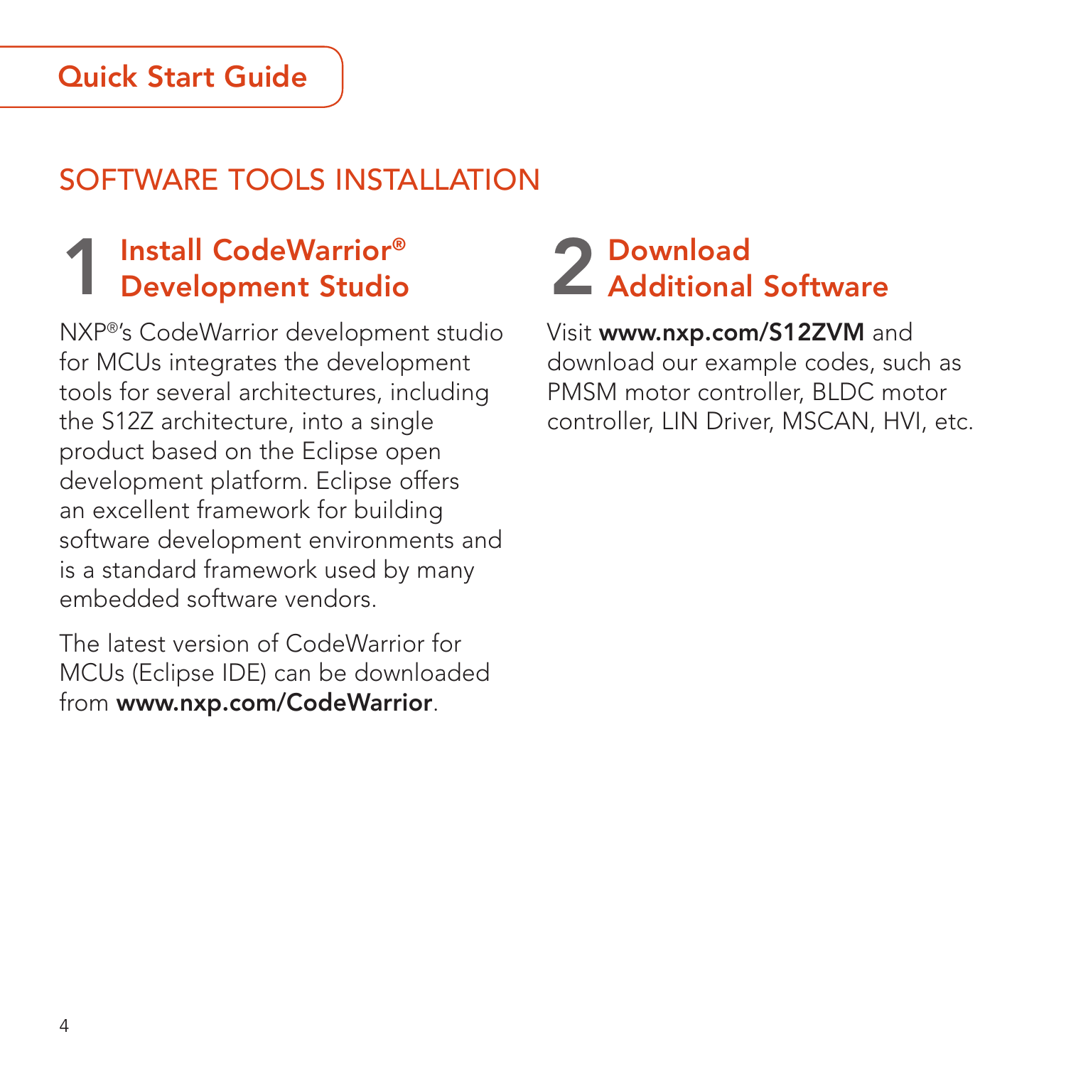Quick Start Guide

## SOFTWARE TOOLS INSTALLATION

### 1 Install CodeWarrior® Development Studio

NXP®'s CodeWarrior development studio for MCUs integrates the development tools for several architectures, including the S12Z architecture, into a single product based on the Eclipse open development platform. Eclipse offers an excellent framework for building software development environments and is a standard framework used by many embedded software vendors.

The latest version of CodeWarrior for MCUs (Eclipse IDE) can be downloaded from **www.nxp.com/CodeWarrior**.

### 2 Download Additional Software

Visit **www.nxp.com/S12ZVM** and download our example codes, such as PMSM motor controller, BLDC motor controller, LIN Driver, MSCAN, HVI, etc.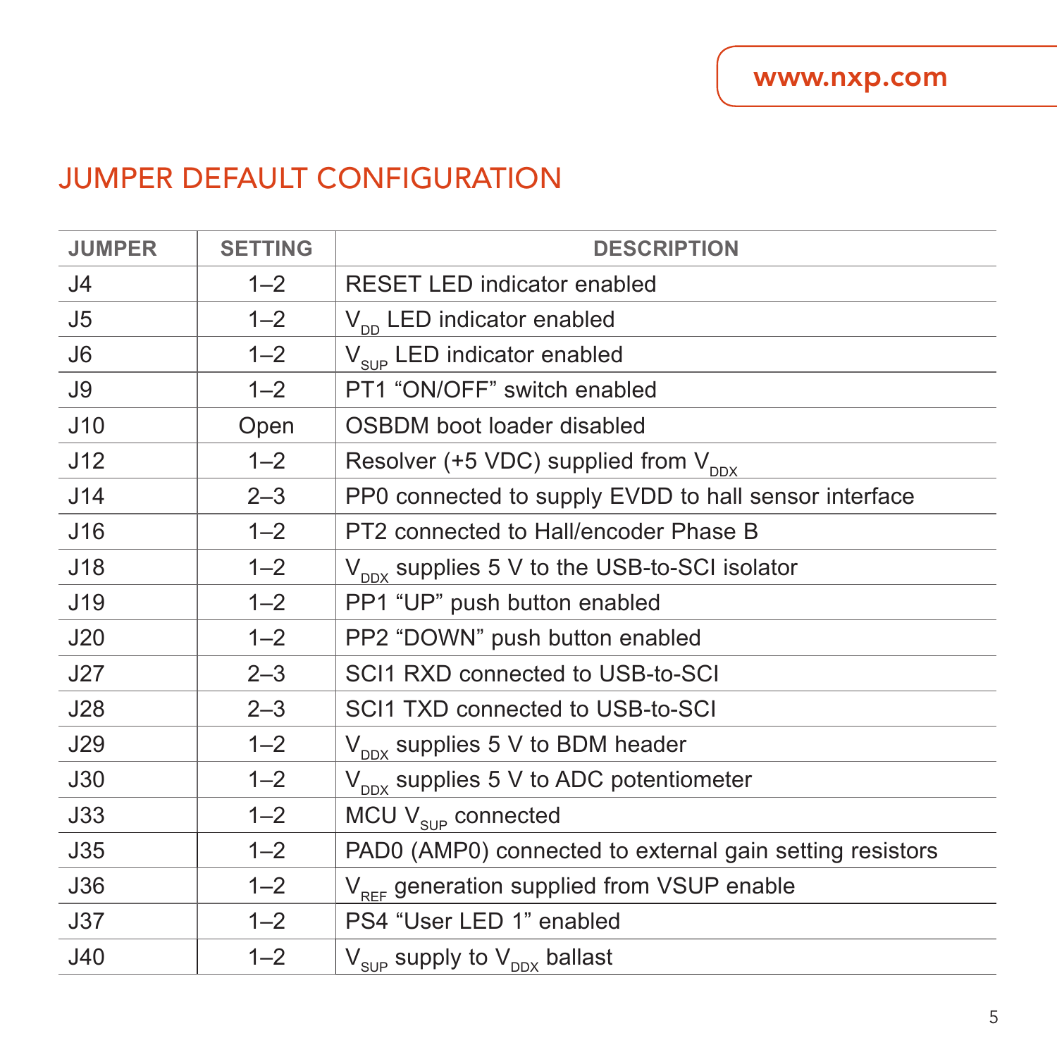## JUMPER DEFAULT CONFIGURATION

| JUMPER | SETTING | DESCRIPTION |
|---|---|---|
| J4 | 1–2 | RESET LED indicator enabled |
| J5 | 1–2 | $V_{DD}$ LED indicator enabled |
| J6 | 1–2 | $V_{SUP}$ LED indicator enabled |
| J9 | 1–2 | PT1 “ON/OFF” switch enabled |
| J10 | Open | OSBDM boot loader disabled |
| J12 | 1–2 | Resolver (+5 VDC) supplied from $V_{DDX}$ |
| J14 | 2–3 | PP0 connected to supply EVDD to hall sensor interface |
| J16 | 1–2 | PT2 connected to Hall/encoder Phase B |
| J18 | 1–2 | $V_{DDX}$ supplies 5 V to the USB-to-SCI isolator |
| J19 | 1–2 | PP1 “UP” push button enabled |
| J20 | 1–2 | PP2 “DOWN” push button enabled |
| J27 | 2–3 | SCI1 RXD connected to USB-to-SCI |
| J28 | 2–3 | SCI1 TXD connected to USB-to-SCI |
| J29 | 1–2 | $V_{DDX}$ supplies 5 V to BDM header |
| J30 | 1–2 | $V_{DDX}$ supplies 5 V to ADC potentiometer |
| J33 | 1–2 | MCU $V_{SUP}$ connected |
| J35 | 1–2 | PAD0 (AMP0) connected to external gain setting resistors |
| J36 | 1–2 | $V_{REF}$ generation supplied from VSUP enable |
| J37 | 1–2 | PS4 “User LED 1” enabled |
| J40 | 1–2 | $V_{SUP}$ supply to $V_{DDX}$ ballast |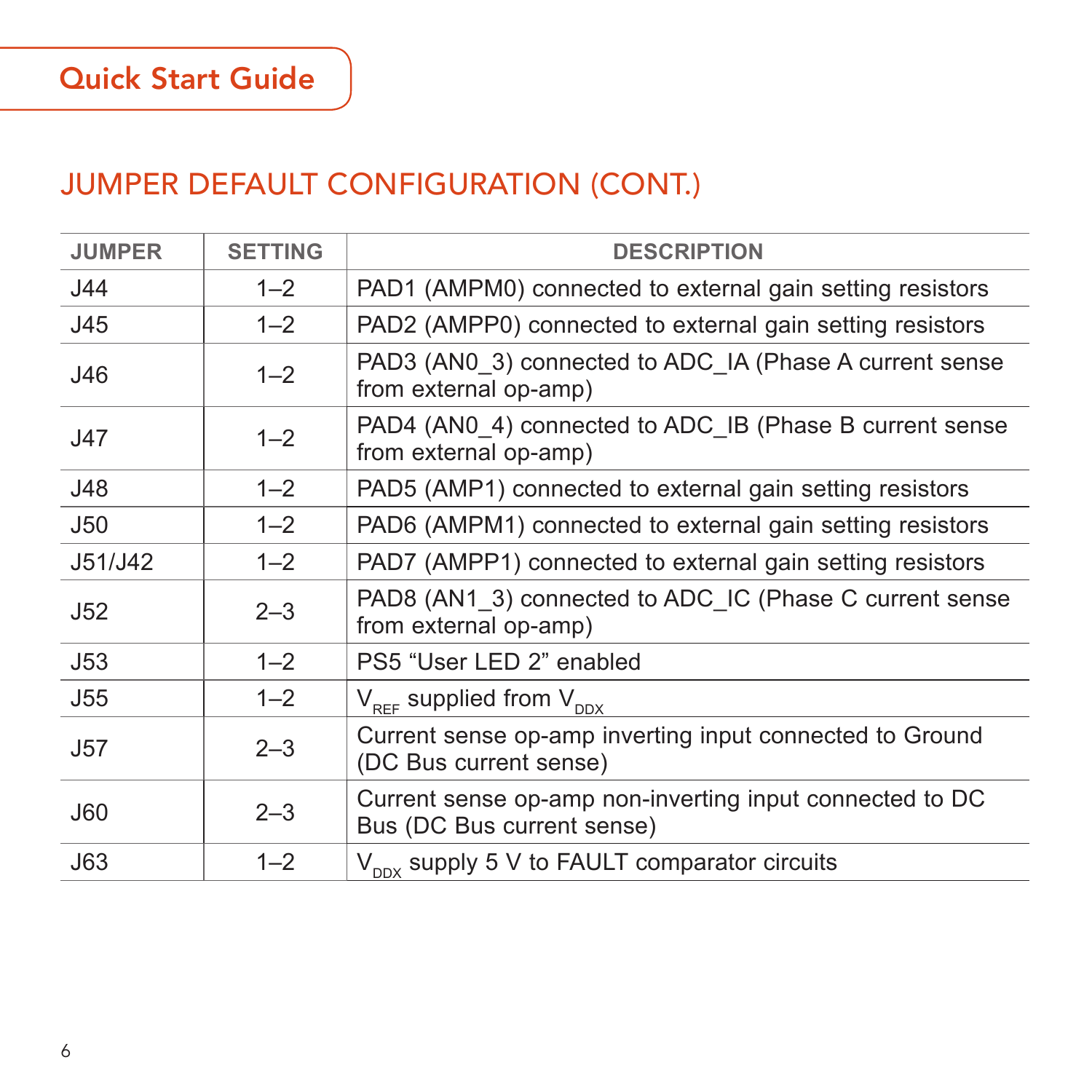## JUMPER DEFAULT CONFIGURATION (CONT.)

| JUMPER | SETTING | DESCRIPTION |
|---|---|---|
| J44 | 1–2 | PAD1 (AMPM0) connected to external gain setting resistors |
| J45 | 1–2 | PAD2 (AMPP0) connected to external gain setting resistors |
| J46 | 1–2 | PAD3 (AN0_3) connected to ADC_IA (Phase A current sense from external op-amp) |
| J47 | 1–2 | PAD4 (AN0_4) connected to ADC_IB (Phase B current sense from external op-amp) |
| J48 | 1–2 | PAD5 (AMP1) connected to external gain setting resistors |
| J50 | 1–2 | PAD6 (AMPM1) connected to external gain setting resistors |
| J51/J42 | 1–2 | PAD7 (AMPP1) connected to external gain setting resistors |
| J52 | 2–3 | PAD8 (AN1_3) connected to ADC_IC (Phase C current sense from external op-amp) |
| J53 | 1–2 | PS5 “User LED 2” enabled |
| J55 | 1–2 | $V_{REF}$ supplied from $V_{DDX}$ |
| J57 | 2–3 | Current sense op-amp inverting input connected to Ground (DC Bus current sense) |
| J60 | 2–3 | Current sense op-amp non-inverting input connected to DC Bus (DC Bus current sense) |
| J63 | 1–2 | $V_{DDX}$ supply 5 V to FAULT comparator circuits |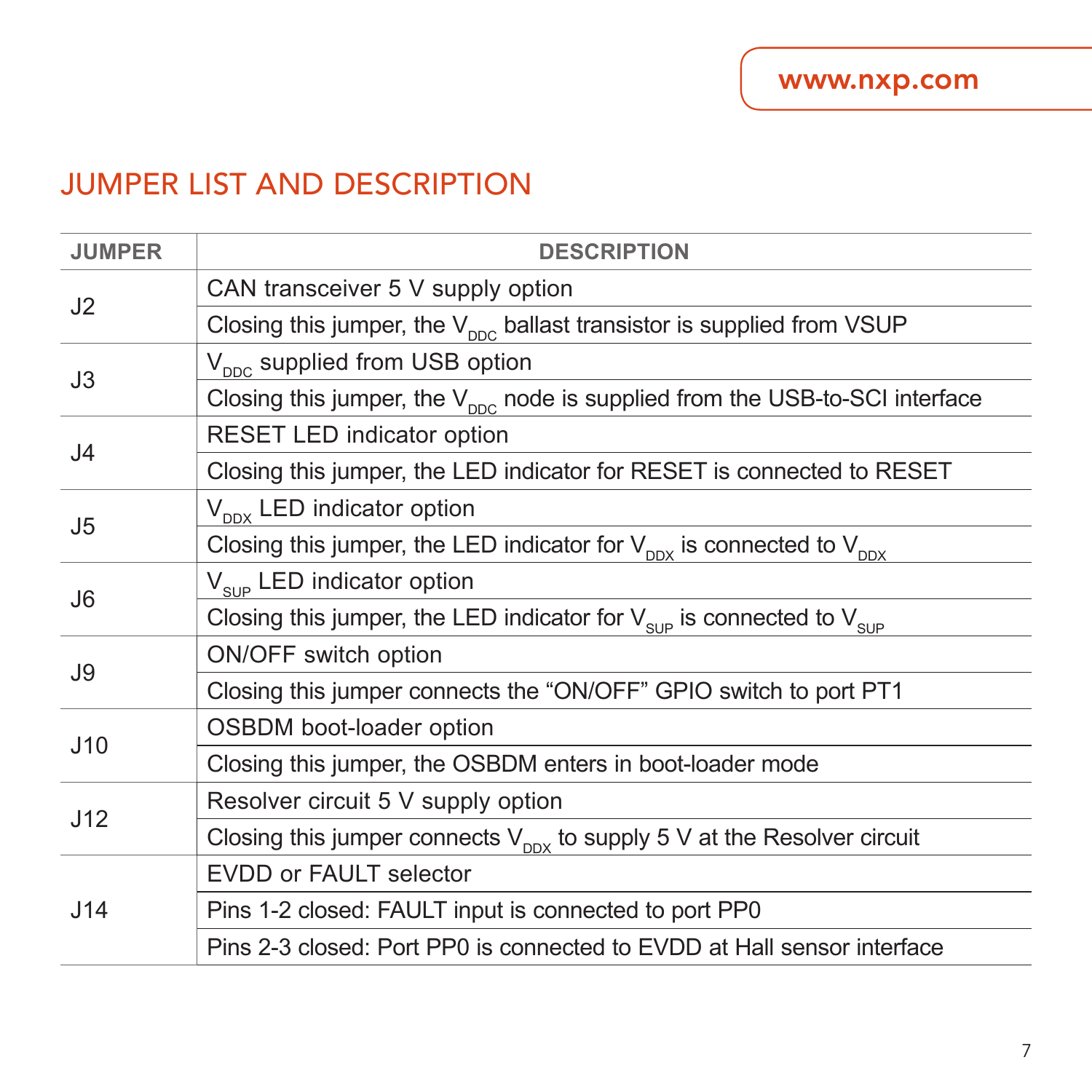# JUMPER LIST AND DESCRIPTION

| JUMPER | DESCRIPTION |
|---|---|
| J2 | CAN transceiver 5 V supply option |
| | Closing this jumper, the $V_{DDC}$ ballast transistor is supplied from VSUP |
| J3 | $V_{DDC}$ supplied from USB option |
| | Closing this jumper, the $V_{DDC}$ node is supplied from the USB-to-SCI interface |
| J4 | RESET LED indicator option |
| | Closing this jumper, the LED indicator for RESET is connected to RESET |
| J5 | $V_{DDX}$ LED indicator option |
| | Closing this jumper, the LED indicator for $V_{DDX}$ is connected to $V_{DDX}$ |
| J6 | $V_{SUP}$ LED indicator option |
| | Closing this jumper, the LED indicator for $V_{SUP}$ is connected to $V_{SUP}$ |
| J9 | ON/OFF switch option |
| | Closing this jumper connects the “ON/OFF” GPIO switch to port PT1 |
| J10 | OSBDM boot-loader option |
| | Closing this jumper, the OSBDM enters in boot-loader mode |
| J12 | Resolver circuit 5 V supply option |
| | Closing this jumper connects $V_{DDX}$ to supply 5 V at the Resolver circuit |
| J14 | EVDD or FAULT selector |
| | Pins 1-2 closed: FAULT input is connected to port PP0 |
| | Pins 2-3 closed: Port PP0 is connected to EVDD at Hall sensor interface |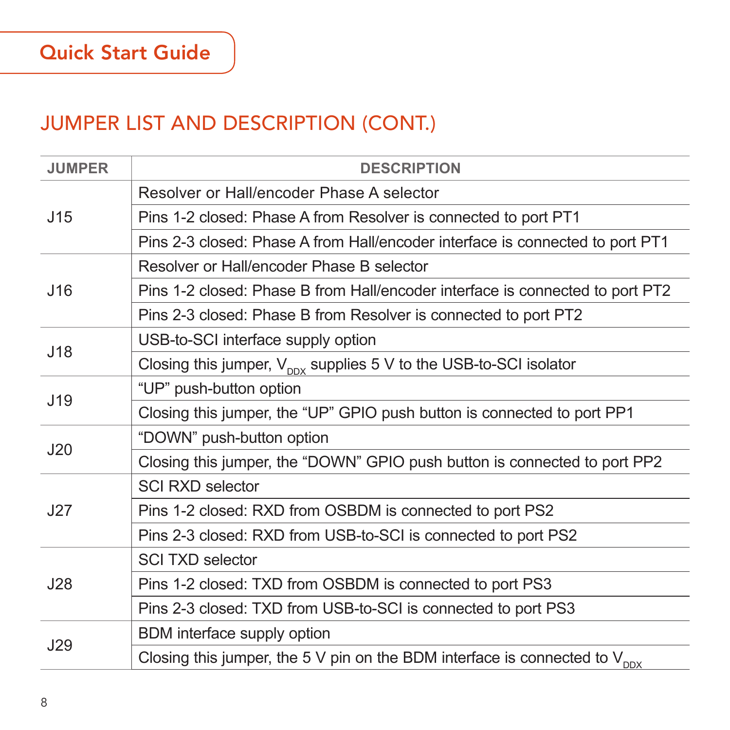## JUMPER LIST AND DESCRIPTION (CONT.)

| JUMPER | DESCRIPTION |
|---|---|
| J15 | Resolver or Hall/encoder Phase A selector |
| | Pins 1-2 closed: Phase A from Resolver is connected to port PT1 |
| | Pins 2-3 closed: Phase A from Hall/encoder interface is connected to port PT1 |
| J16 | Resolver or Hall/encoder Phase B selector |
| | Pins 1-2 closed: Phase B from Hall/encoder interface is connected to port PT2 |
| | Pins 2-3 closed: Phase B from Resolver is connected to port PT2 |
| J18 | USB-to-SCI interface supply option |
| | Closing this jumper, $V_{DDX}$ supplies 5 V to the USB-to-SCI isolator |
| J19 | “UP” push-button option |
| | Closing this jumper, the “UP” GPIO push button is connected to port PP1 |
| J20 | “DOWN” push-button option |
| | Closing this jumper, the “DOWN” GPIO push button is connected to port PP2 |
| J27 | SCI RXD selector |
| | Pins 1-2 closed: RXD from OSBDM is connected to port PS2 |
| | Pins 2-3 closed: RXD from USB-to-SCI is connected to port PS2 |
| J28 | SCI TXD selector |
| | Pins 1-2 closed: TXD from OSBDM is connected to port PS3 |
| | Pins 2-3 closed: TXD from USB-to-SCI is connected to port PS3 |
| J29 | BDM interface supply option |
| | Closing this jumper, the 5 V pin on the BDM interface is connected to $V_{DDX}$ |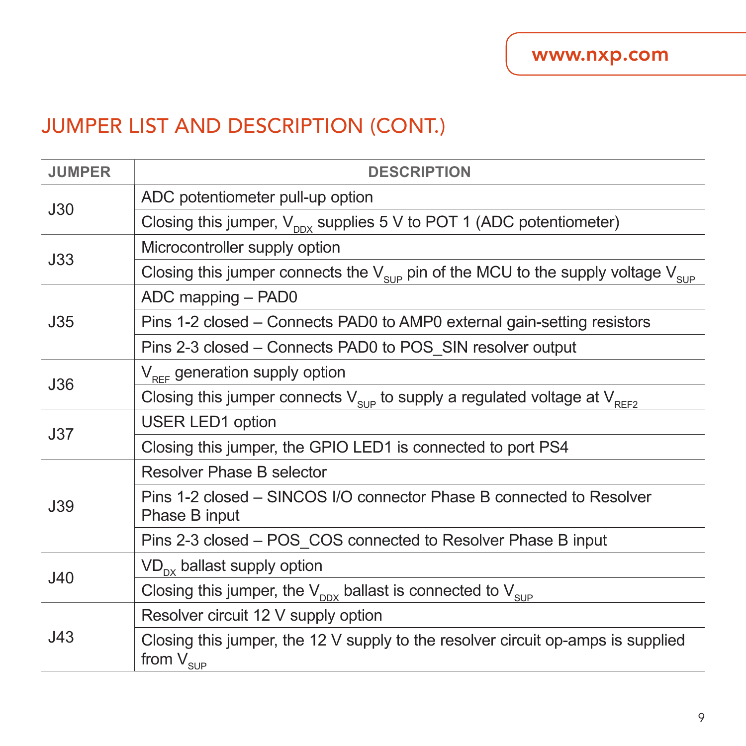## JUMPER LIST AND DESCRIPTION (CONT.)

| JUMPER | DESCRIPTION |
|---|---|
| J30 | ADC potentiometer pull-up option |
| | Closing this jumper, $V_{DDX}$ supplies 5 V to POT 1 (ADC potentiometer) |
| J33 | Microcontroller supply option |
| | Closing this jumper connects the $V_{SUP}$ pin of the MCU to the supply voltage $V_{SUP}$ |
| J35 | ADC mapping – PAD0 |
| | Pins 1-2 closed – Connects PAD0 to AMP0 external gain-setting resistors |
| | Pins 2-3 closed – Connects PAD0 to POS_SIN resolver output |
| J36 | $V_{REF}$ generation supply option |
| | Closing this jumper connects $V_{SUP}$ to supply a regulated voltage at $V_{REF2}$ |
| J37 | USER LED1 option |
| | Closing this jumper, the GPIO LED1 is connected to port PS4 |
| J39 | Resolver Phase B selector |
| | Pins 1-2 closed – SINCOS I/O connector Phase B connected to Resolver Phase B input |
| | Pins 2-3 closed – POS_COS connected to Resolver Phase B input |
| J40 | $VD_{DX}$ ballast supply option |
| | Closing this jumper, the $V_{DDX}$ ballast is connected to $V_{SUP}$ |
| J43 | Resolver circuit 12 V supply option |
| | Closing this jumper, the 12 V supply to the resolver circuit op-amps is supplied from $V_{SUP}$ |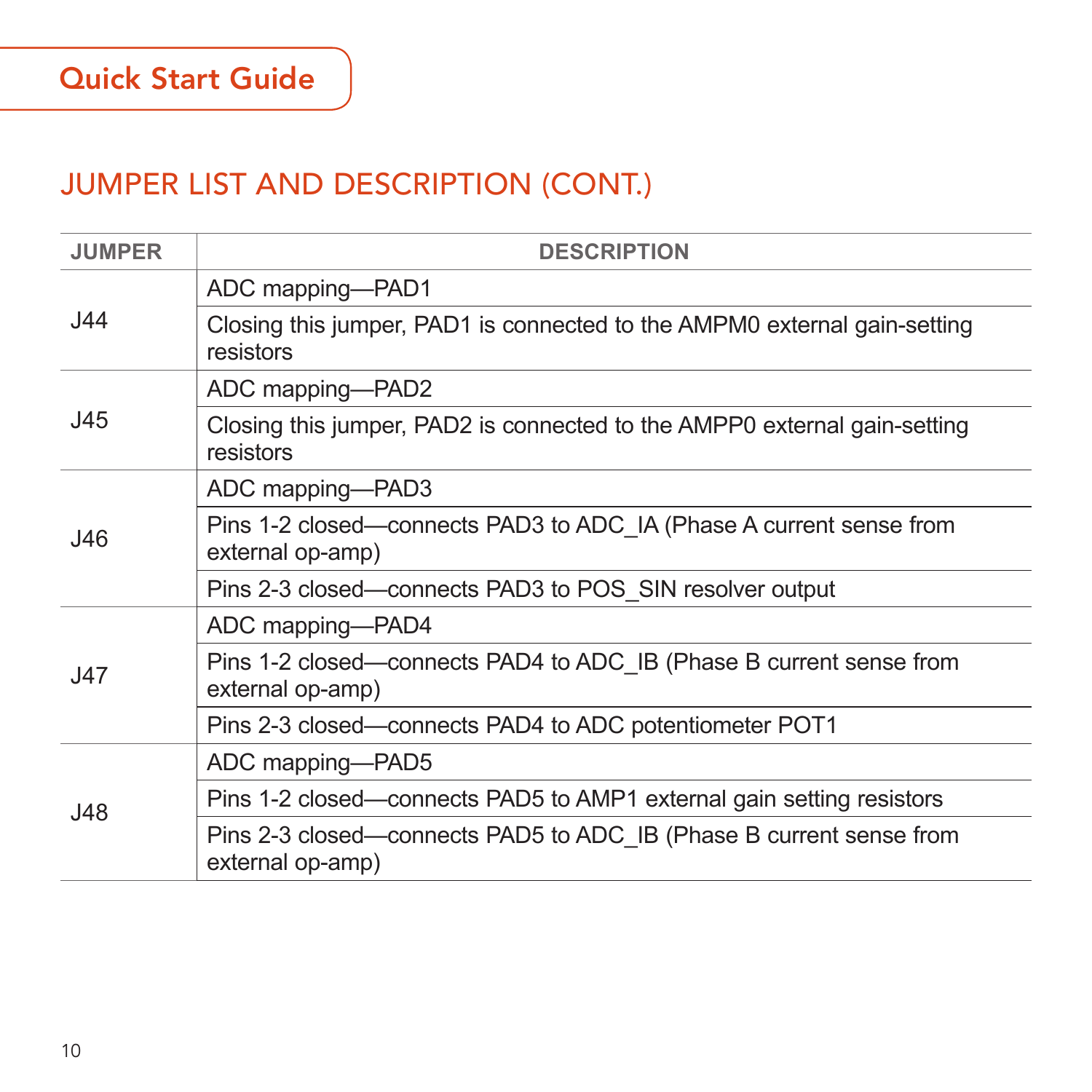## JUMPER LIST AND DESCRIPTION (CONT.)

| JUMPER | DESCRIPTION |
|---|---|
| J44 | ADC mapping—PAD1 |
| | Closing this jumper, PAD1 is connected to the AMPM0 external gain-setting resistors |
| J45 | ADC mapping—PAD2 |
| | Closing this jumper, PAD2 is connected to the AMPP0 external gain-setting resistors |
| J46 | ADC mapping—PAD3 |
| | Pins 1-2 closed—connects PAD3 to ADC_IA (Phase A current sense from external op-amp) |
| | Pins 2-3 closed—connects PAD3 to POS_SIN resolver output |
| J47 | ADC mapping—PAD4 |
| | Pins 1-2 closed—connects PAD4 to ADC_IB (Phase B current sense from external op-amp) |
| | Pins 2-3 closed—connects PAD4 to ADC potentiometer POT1 |
| J48 | ADC mapping—PAD5 |
| | Pins 1-2 closed—connects PAD5 to AMP1 external gain setting resistors |
| | Pins 2-3 closed—connects PAD5 to ADC_IB (Phase B current sense from external op-amp) |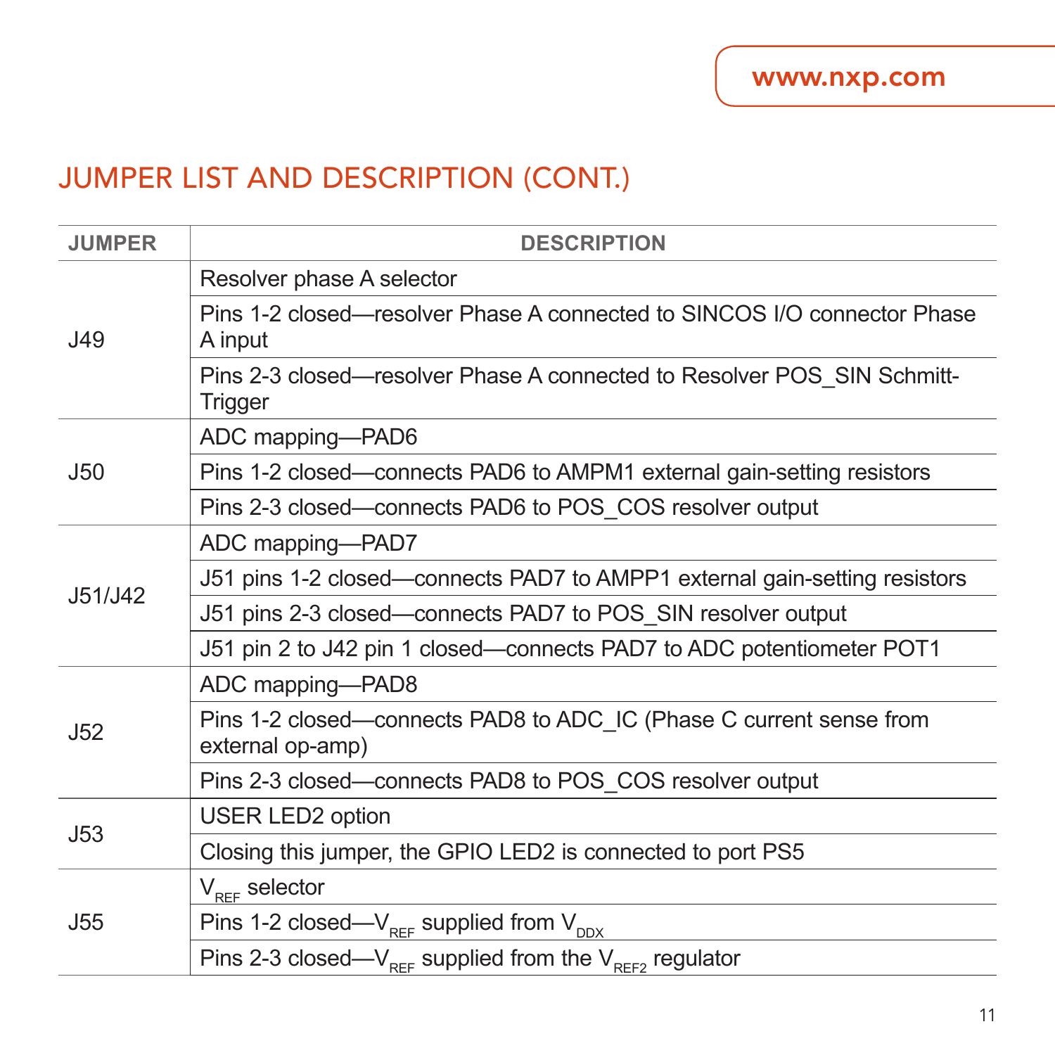## JUMPER LIST AND DESCRIPTION (CONT.)

| JUMPER | DESCRIPTION |
|---|---|
| J49 | Resolver phase A selector |
| | Pins 1-2 closed—resolver Phase A connected to SINCOS I/O connector Phase A input |
| | Pins 2-3 closed—resolver Phase A connected to Resolver POS_SIN Schmitt-Trigger |
| J50 | ADC mapping—PAD6 |
| | Pins 1-2 closed—connects PAD6 to AMPM1 external gain-setting resistors |
| | Pins 2-3 closed—connects PAD6 to POS_COS resolver output |
| J51/J42 | ADC mapping—PAD7 |
| | J51 pins 1-2 closed—connects PAD7 to AMPP1 external gain-setting resistors |
| | J51 pins 2-3 closed—connects PAD7 to POS_SIN resolver output |
| | J51 pin 2 to J42 pin 1 closed—connects PAD7 to ADC potentiometer POT1 |
| J52 | ADC mapping—PAD8 |
| | Pins 1-2 closed—connects PAD8 to ADC_IC (Phase C current sense from external op-amp) |
| | Pins 2-3 closed—connects PAD8 to POS_COS resolver output |
| J53 | USER LED2 option |
| | Closing this jumper, the GPIO LED2 is connected to port PS5 |
| J55 | $V_{REF}$ selector |
| | Pins 1-2 closed—$V_{REF}$ supplied from $V_{DDX}$ |
| | Pins 2-3 closed—$V_{REF}$ supplied from the $V_{REF2}$ regulator |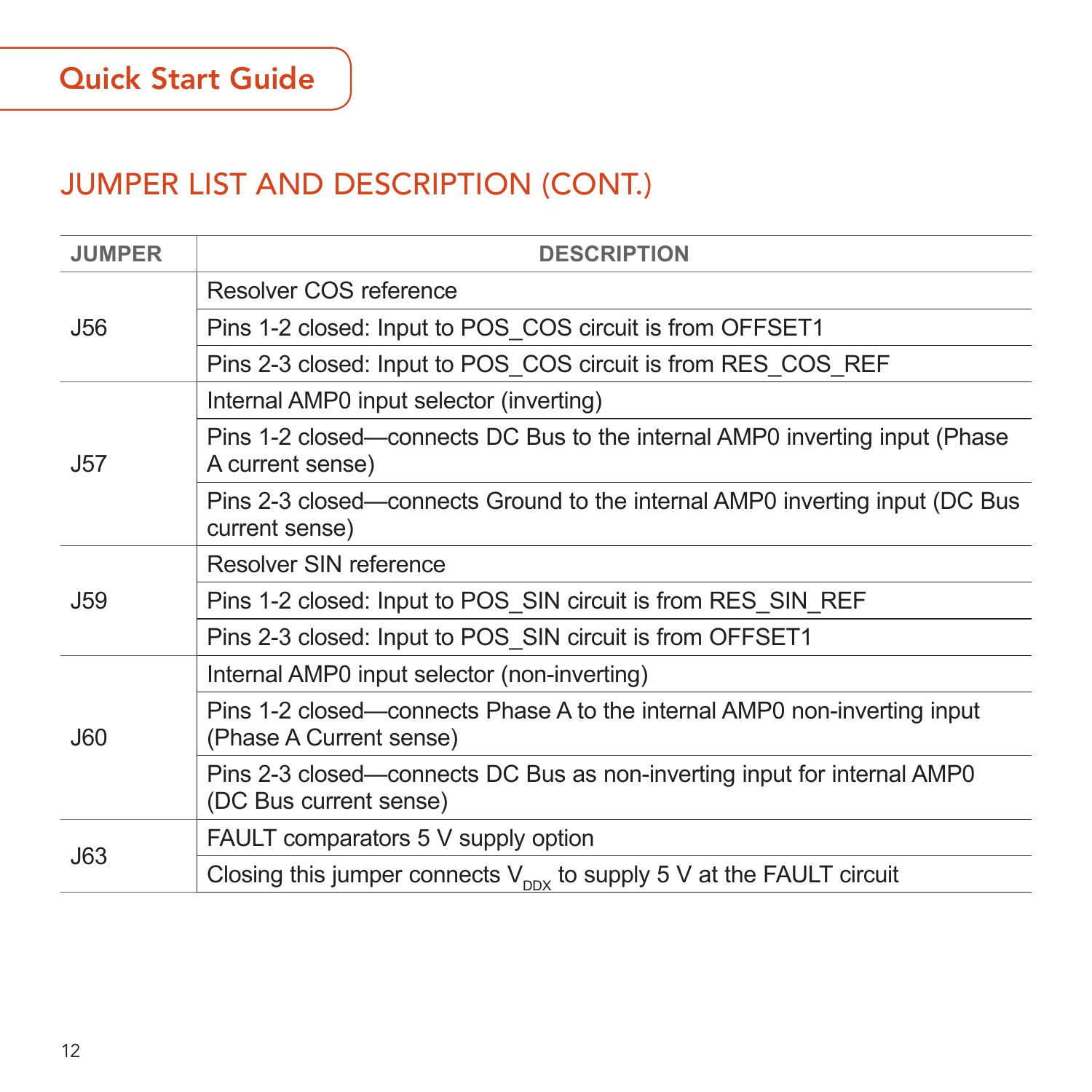## JUMPER LIST AND DESCRIPTION (CONT.)

| JUMPER | DESCRIPTION |
|---|---|
| J56 | Resolver COS reference |
| | Pins 1-2 closed: Input to POS_COS circuit is from OFFSET1 |
| | Pins 2-3 closed: Input to POS_COS circuit is from RES_COS_REF |
| J57 | Internal AMP0 input selector (inverting) |
| | Pins 1-2 closed—connects DC Bus to the internal AMP0 inverting input (Phase A current sense) |
| | Pins 2-3 closed—connects Ground to the internal AMP0 inverting input (DC Bus current sense) |
| J59 | Resolver SIN reference |
| | Pins 1-2 closed: Input to POS_SIN circuit is from RES_SIN_REF |
| | Pins 2-3 closed: Input to POS_SIN circuit is from OFFSET1 |
| J60 | Internal AMP0 input selector (non-inverting) |
| | Pins 1-2 closed—connects Phase A to the internal AMP0 non-inverting input (Phase A Current sense) |
| | Pins 2-3 closed—connects DC Bus as non-inverting input for internal AMP0 (DC Bus current sense) |
| J63 | FAULT comparators 5 V supply option |
| | Closing this jumper connects $V_{DDX}$ to supply 5 V at the FAULT circuit |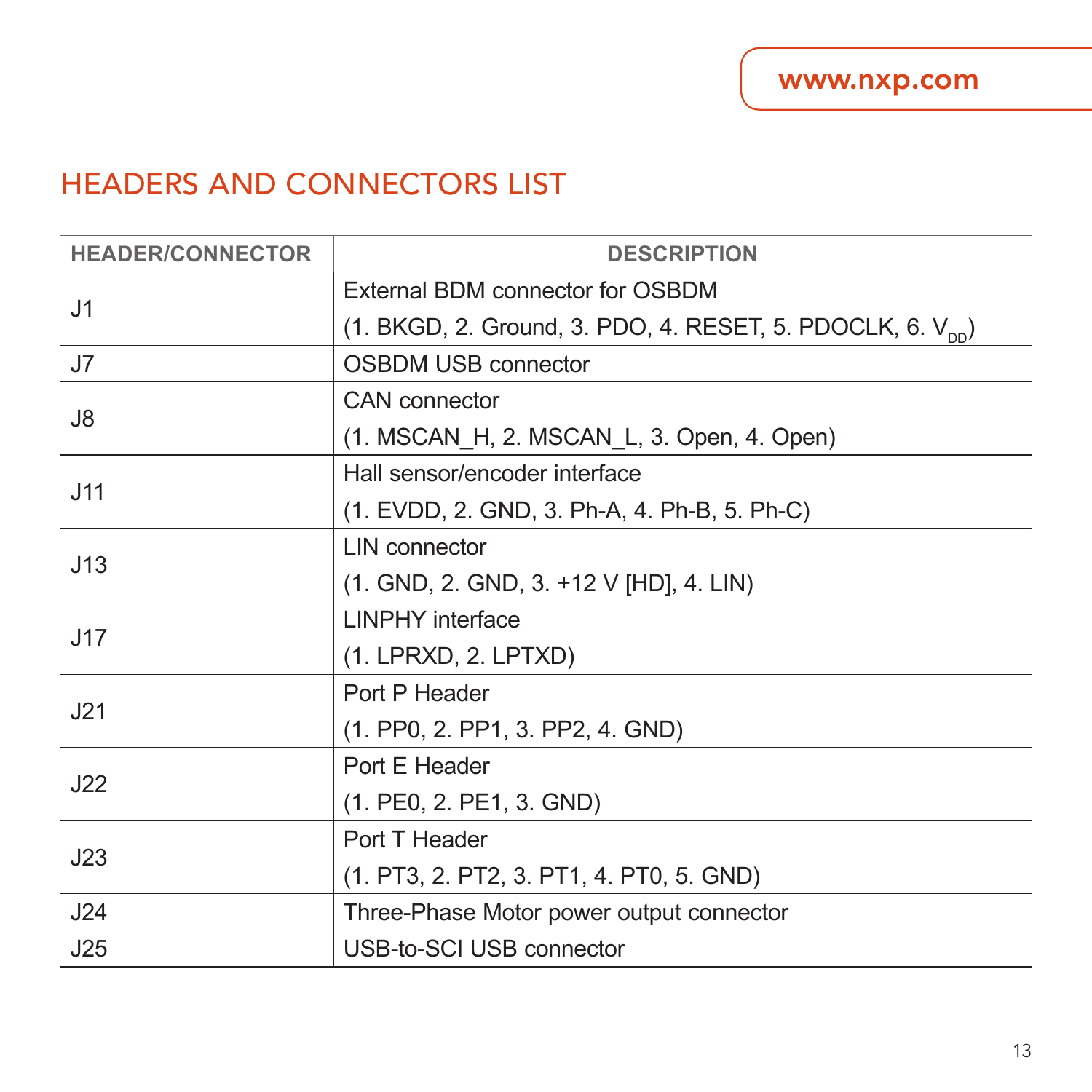# HEADERS AND CONNECTORS LIST

| HEADER/CONNECTOR | DESCRIPTION |
|---|---|
| J1 | External BDM connector for OSBDM<br>(1. BKGD, 2. Ground, 3. PDO, 4. RESET, 5. PDOCLK, 6. $V_{DD}$) |
| J7 | OSBDM USB connector |
| J8 | CAN connector<br>(1. MSCAN_H, 2. MSCAN_L, 3. Open, 4. Open) |
| J11 | Hall sensor/encoder interface<br>(1. EVDD, 2. GND, 3. Ph-A, 4. Ph-B, 5. Ph-C) |
| J13 | LIN connector<br>(1. GND, 2. GND, 3. +12 V [HD], 4. LIN) |
| J17 | LINPHY interface<br>(1. LPRXD, 2. LPTXD) |
| J21 | Port P Header<br>(1. PP0, 2. PP1, 3. PP2, 4. GND) |
| J22 | Port E Header<br>(1. PE0, 2. PE1, 3. GND) |
| J23 | Port T Header<br>(1. PT3, 2. PT2, 3. PT1, 4. PT0, 5. GND) |
| J24 | Three-Phase Motor power output connector |
| J25 | USB-to-SCI USB connector |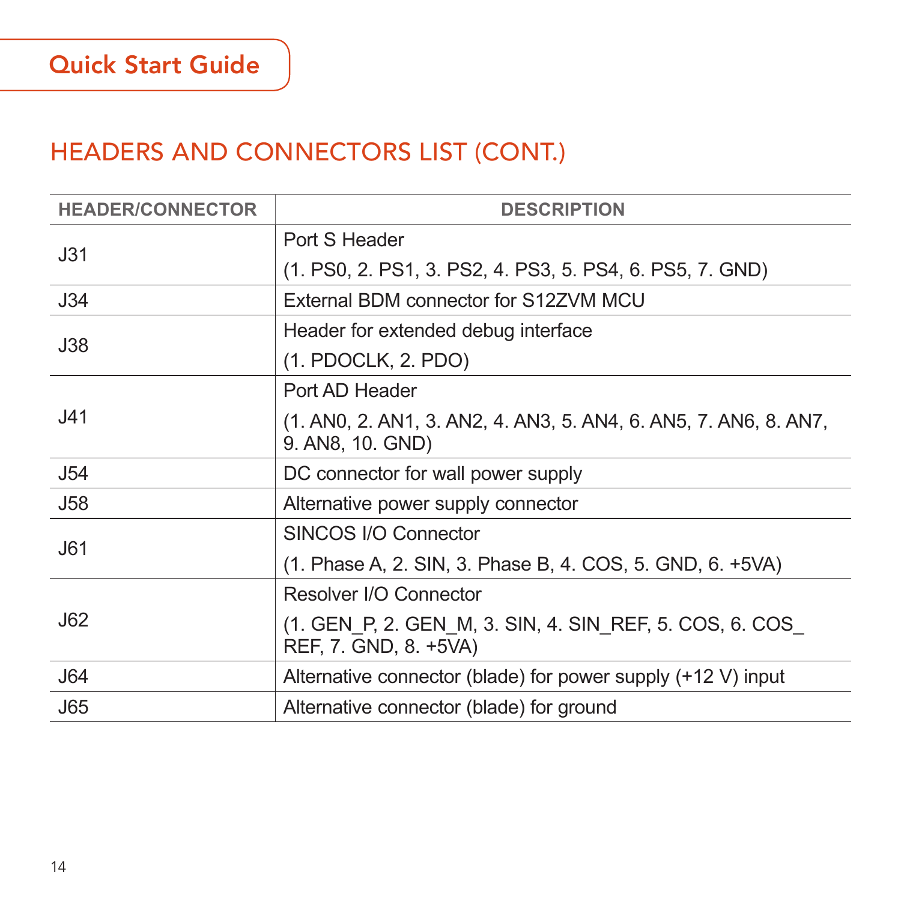## HEADERS AND CONNECTORS LIST (CONT.)

| HEADER/CONNECTOR | DESCRIPTION |
|---|---|
| J31 | Port S Header (1. PS0, 2. PS1, 3. PS2, 4. PS3, 5. PS4, 6. PS5, 7. GND) |
| J34 | External BDM connector for S12ZVM MCU |
| J38 | Header for extended debug interface (1. PDOCLK, 2. PDO) |
| J41 | Port AD Header (1. AN0, 2. AN1, 3. AN2, 4. AN3, 5. AN4, 6. AN5, 7. AN6, 8. AN7, 9. AN8, 10. GND) |
| J54 | DC connector for wall power supply |
| J58 | Alternative power supply connector |
| J61 | SINCOS I/O Connector (1. Phase A, 2. SIN, 3. Phase B, 4. COS, 5. GND, 6. +5VA) |
| J62 | Resolver I/O Connector (1. GEN_P, 2. GEN_M, 3. SIN, 4. SIN_REF, 5. COS, 6. COS_REF, 7. GND, 8. +5VA) |
| J64 | Alternative connector (blade) for power supply (+12 V) input |
| J65 | Alternative connector (blade) for ground |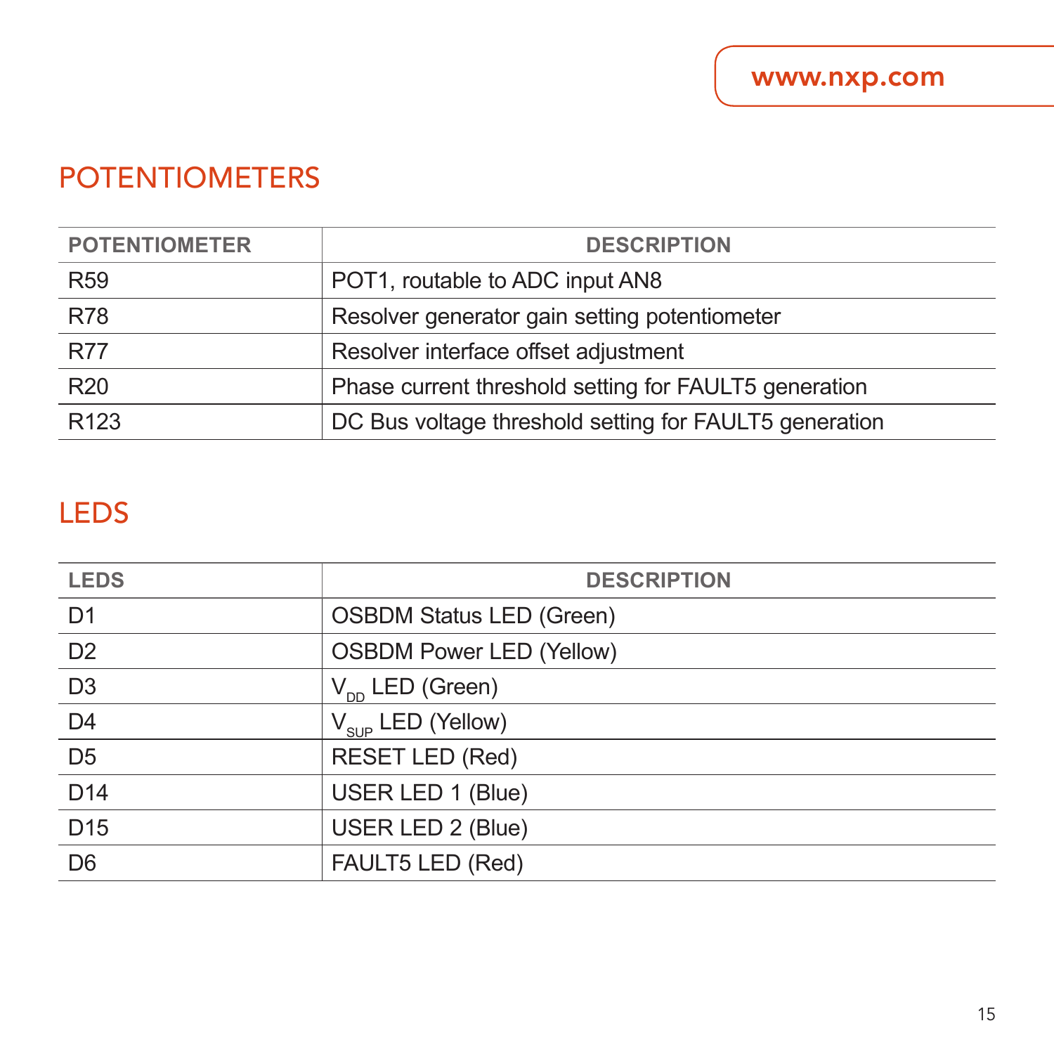## POTENTIOMETERS

| POTENTIOMETER | DESCRIPTION |
|---|---|
| R59 | POT1, routable to ADC input AN8 |
| R78 | Resolver generator gain setting potentiometer |
| R77 | Resolver interface offset adjustment |
| R20 | Phase current threshold setting for FAULT5 generation |
| R123 | DC Bus voltage threshold setting for FAULT5 generation |

## LEDS

| LEDS | DESCRIPTION |
|---|---|
| D1 | OSBDM Status LED (Green) |
| D2 | OSBDM Power LED (Yellow) |
| D3 | $V_{DD}$ LED (Green) |
| D4 | $V_{SUP}$ LED (Yellow) |
| D5 | RESET LED (Red) |
| D14 | USER LED 1 (Blue) |
| D15 | USER LED 2 (Blue) |
| D6 | FAULT5 LED (Red) |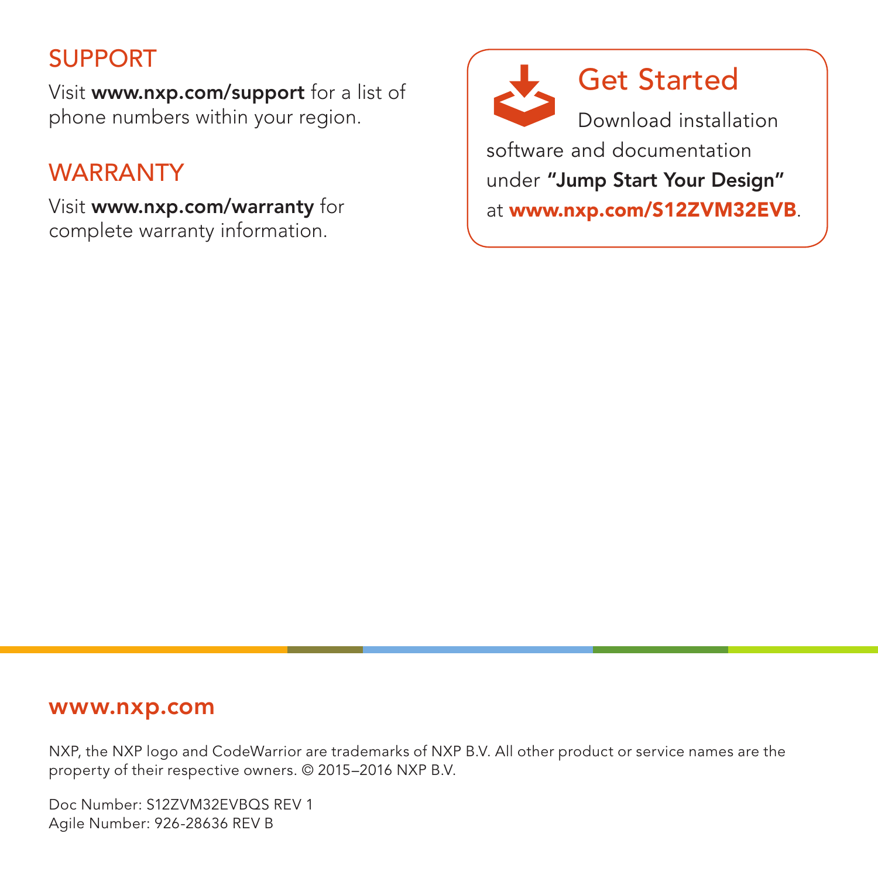## SUPPORT

Visit **www.nxp.com/support** for a list of phone numbers within your region.

## WARRANTY

Visit **www.nxp.com/warranty** for complete warranty information.

## Get Started

Download installation software and documentation under **"Jump Start Your Design"** at **www.nxp.com/S12ZVM32EVB**.

**www.nxp.com**

NXP, the NXP logo and CodeWarrior are trademarks of NXP B.V. All other product or service names are the property of their respective owners. © 2015–2016 NXP B.V.

Doc Number: S12ZVM32EVBQS REV 1
Agile Number: 926-28636 REV B